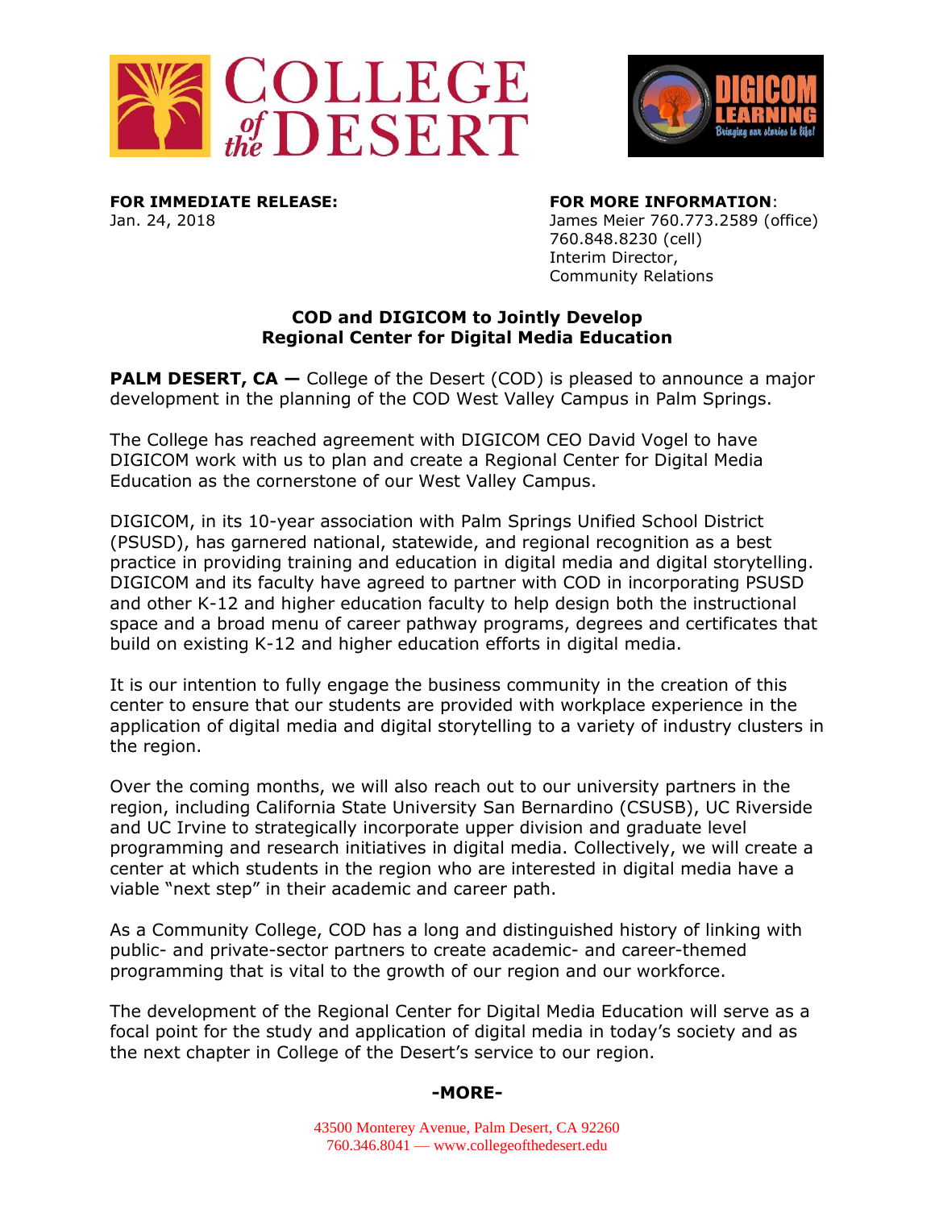**FOR IMMEDIATE RELEASE:**
Jan. 24, 2018

**FOR MORE INFORMATION**:
James Meier 760.773.2589 (office)
760.848.8230 (cell)
Interim Director,
Community Relations

## COD and DIGICOM to Jointly Develop Regional Center for Digital Media Education

**PALM DESERT, CA —** College of the Desert (COD) is pleased to announce a major development in the planning of the COD West Valley Campus in Palm Springs.

The College has reached agreement with DIGICOM CEO David Vogel to have DIGICOM work with us to plan and create a Regional Center for Digital Media Education as the cornerstone of our West Valley Campus.

DIGICOM, in its 10-year association with Palm Springs Unified School District (PSUSD), has garnered national, statewide, and regional recognition as a best practice in providing training and education in digital media and digital storytelling. DIGICOM and its faculty have agreed to partner with COD in incorporating PSUSD and other K-12 and higher education faculty to help design both the instructional space and a broad menu of career pathway programs, degrees and certificates that build on existing K-12 and higher education efforts in digital media.

It is our intention to fully engage the business community in the creation of this center to ensure that our students are provided with workplace experience in the application of digital media and digital storytelling to a variety of industry clusters in the region.

Over the coming months, we will also reach out to our university partners in the region, including California State University San Bernardino (CSUSB), UC Riverside and UC Irvine to strategically incorporate upper division and graduate level programming and research initiatives in digital media. Collectively, we will create a center at which students in the region who are interested in digital media have a viable "next step" in their academic and career path.

As a Community College, COD has a long and distinguished history of linking with public- and private-sector partners to create academic- and career-themed programming that is vital to the growth of our region and our workforce.

The development of the Regional Center for Digital Media Education will serve as a focal point for the study and application of digital media in today's society and as the next chapter in College of the Desert's service to our region.

**-MORE-**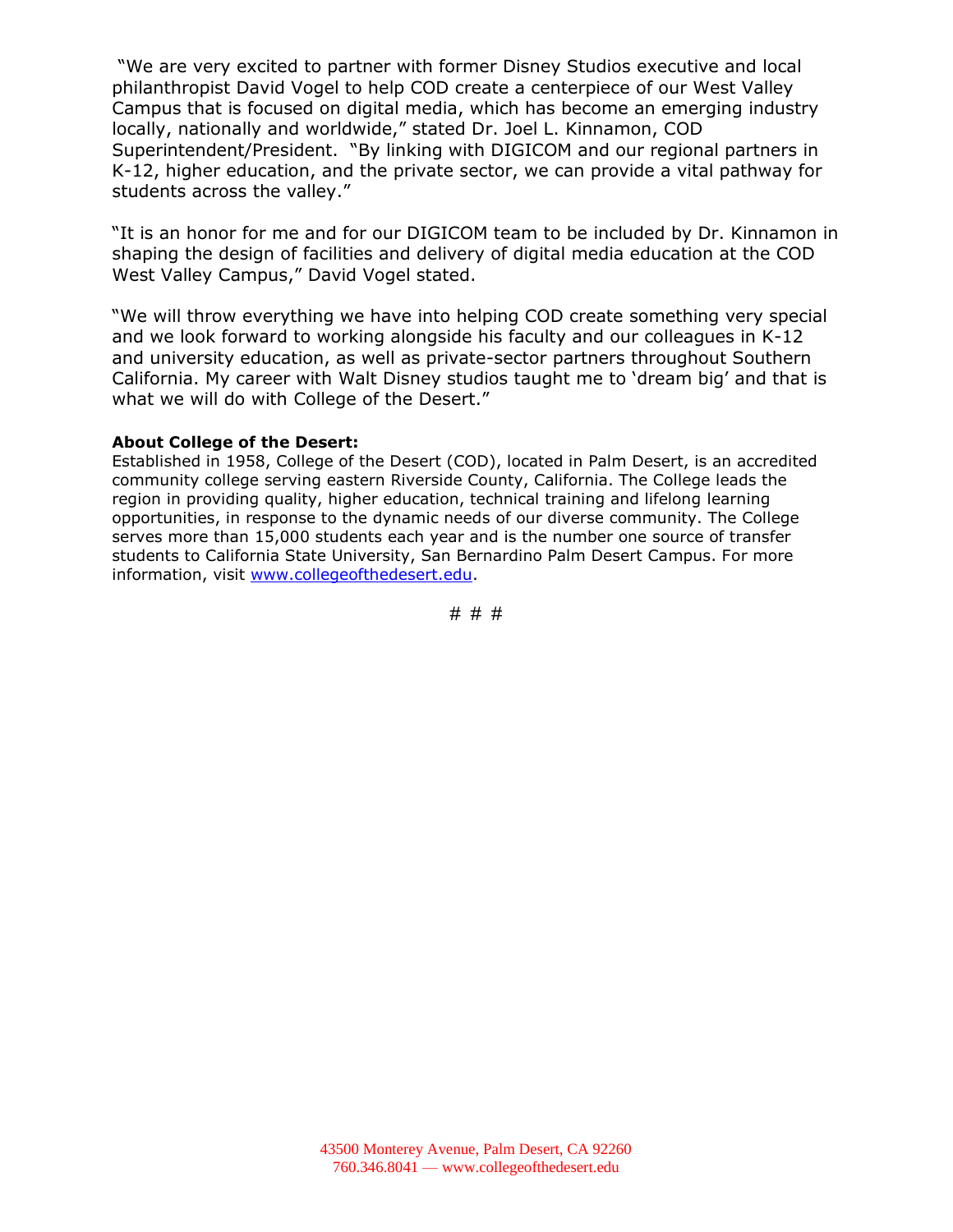"We are very excited to partner with former Disney Studios executive and local philanthropist David Vogel to help COD create a centerpiece of our West Valley Campus that is focused on digital media, which has become an emerging industry locally, nationally and worldwide," stated Dr. Joel L. Kinnamon, COD Superintendent/President. "By linking with DIGICOM and our regional partners in K-12, higher education, and the private sector, we can provide a vital pathway for students across the valley."

"It is an honor for me and for our DIGICOM team to be included by Dr. Kinnamon in shaping the design of facilities and delivery of digital media education at the COD West Valley Campus," David Vogel stated.

"We will throw everything we have into helping COD create something very special and we look forward to working alongside his faculty and our colleagues in K-12 and university education, as well as private-sector partners throughout Southern California. My career with Walt Disney studios taught me to 'dream big' and that is what we will do with College of the Desert."

**About College of the Desert:**
Established in 1958, College of the Desert (COD), located in Palm Desert, is an accredited community college serving eastern Riverside County, California. The College leads the region in providing quality, higher education, technical training and lifelong learning opportunities, in response to the dynamic needs of our diverse community. The College serves more than 15,000 students each year and is the number one source of transfer students to California State University, San Bernardino Palm Desert Campus. For more information, visit www.collegeofthedesert.edu.

# # #

43500 Monterey Avenue, Palm Desert, CA 92260
760.346.8041 — www.collegeofthedesert.edu